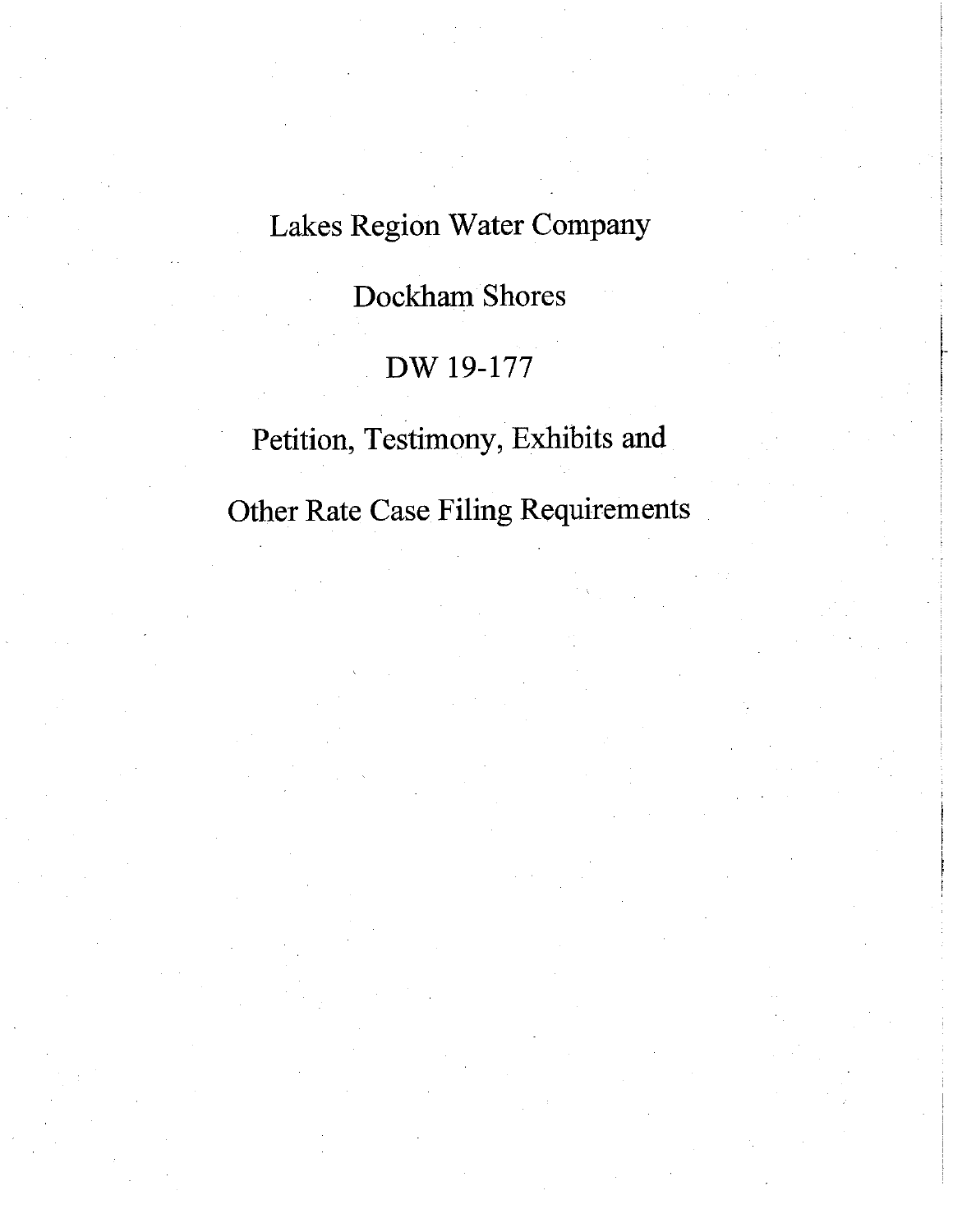# Lakes Region Water Company

## Dockham Shores

## DW 19-177

## Petition, Testimony, Exhibits and Other Rate Case Filing Requirements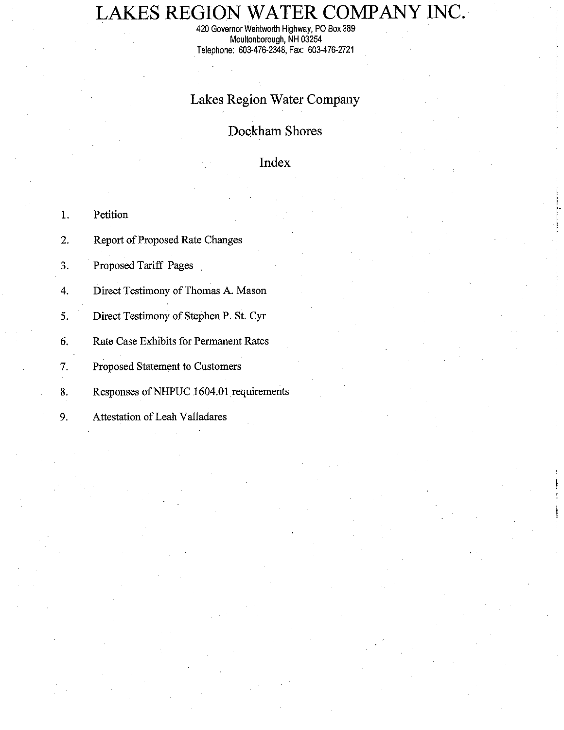# LAKES REGION WATER COMPANY INC.

420 Governor Wentworth Highway, PO Box 389
Moultonborough, NH 03254
Telephone: 603-476-2348, Fax: 603-476-2721

## Lakes Region Water Company

## Dockham Shores

## Index

1. Petition
2. Report of Proposed Rate Changes
3. Proposed Tariff Pages
4. Direct Testimony of Thomas A. Mason
5. Direct Testimony of Stephen P. St. Cyr
6. Rate Case Exhibits for Permanent Rates
7. Proposed Statement to Customers
8. Responses of NHPUC 1604.01 requirements
9. Attestation of Leah Valladares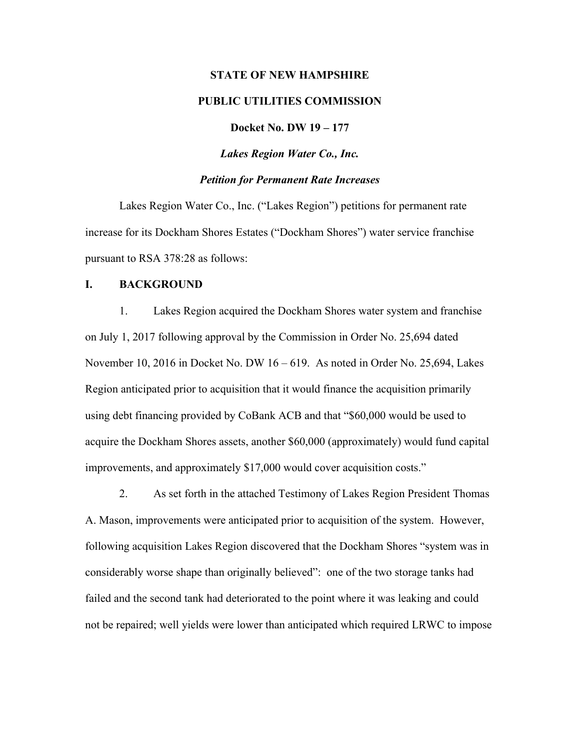**STATE OF NEW HAMPSHIRE**

**PUBLIC UTILITIES COMMISSION**

**Docket No. DW 19 – 177**

***Lakes Region Water Co., Inc.***

***Petition for Permanent Rate Increases***

Lakes Region Water Co., Inc. ("Lakes Region") petitions for permanent rate increase for its Dockham Shores Estates ("Dockham Shores") water service franchise pursuant to RSA 378:28 as follows:

## I. BACKGROUND

1. Lakes Region acquired the Dockham Shores water system and franchise on July 1, 2017 following approval by the Commission in Order No. 25,694 dated November 10, 2016 in Docket No. DW 16 – 619. As noted in Order No. 25,694, Lakes Region anticipated prior to acquisition that it would finance the acquisition primarily using debt financing provided by CoBank ACB and that "$60,000 would be used to acquire the Dockham Shores assets, another $60,000 (approximately) would fund capital improvements, and approximately $17,000 would cover acquisition costs."

2. As set forth in the attached Testimony of Lakes Region President Thomas A. Mason, improvements were anticipated prior to acquisition of the system. However, following acquisition Lakes Region discovered that the Dockham Shores "system was in considerably worse shape than originally believed": one of the two storage tanks had failed and the second tank had deteriorated to the point where it was leaking and could not be repaired; well yields were lower than anticipated which required LRWC to impose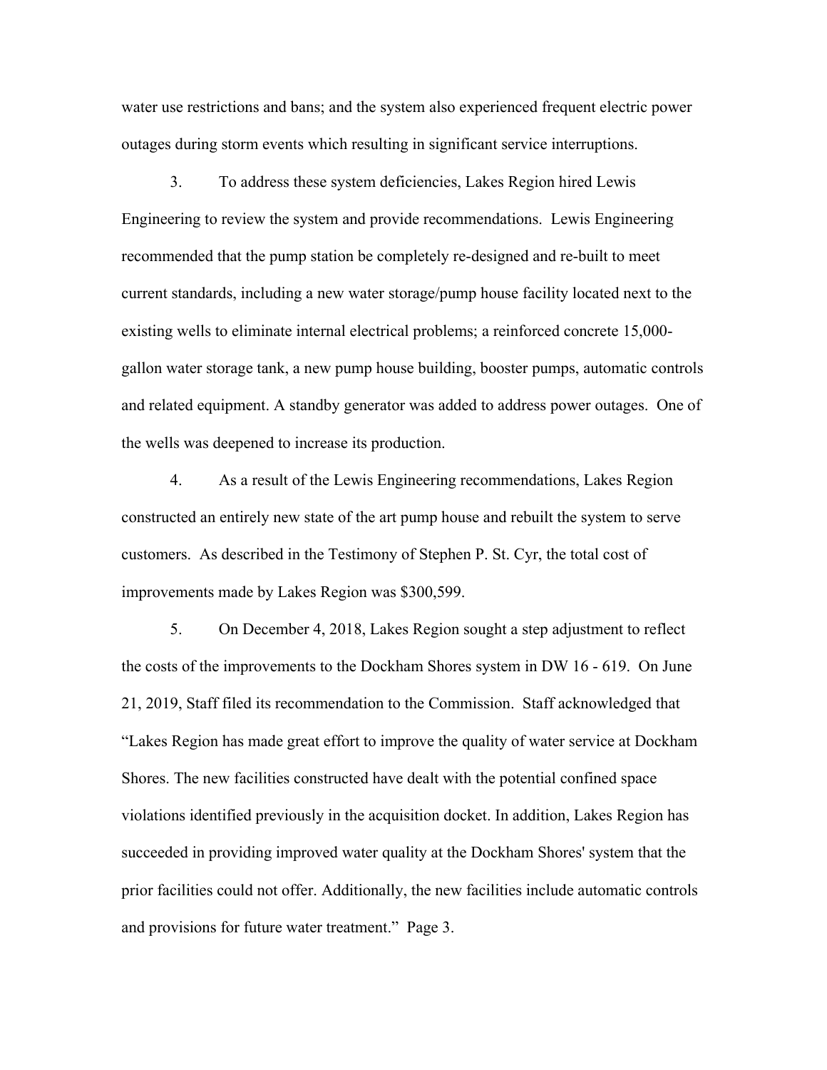water use restrictions and bans; and the system also experienced frequent electric power outages during storm events which resulting in significant service interruptions.

3. To address these system deficiencies, Lakes Region hired Lewis Engineering to review the system and provide recommendations. Lewis Engineering recommended that the pump station be completely re-designed and re-built to meet current standards, including a new water storage/pump house facility located next to the existing wells to eliminate internal electrical problems; a reinforced concrete 15,000-gallon water storage tank, a new pump house building, booster pumps, automatic controls and related equipment. A standby generator was added to address power outages. One of the wells was deepened to increase its production.

4. As a result of the Lewis Engineering recommendations, Lakes Region constructed an entirely new state of the art pump house and rebuilt the system to serve customers. As described in the Testimony of Stephen P. St. Cyr, the total cost of improvements made by Lakes Region was $300,599.

5. On December 4, 2018, Lakes Region sought a step adjustment to reflect the costs of the improvements to the Dockham Shores system in DW 16 - 619. On June 21, 2019, Staff filed its recommendation to the Commission. Staff acknowledged that "Lakes Region has made great effort to improve the quality of water service at Dockham Shores. The new facilities constructed have dealt with the potential confined space violations identified previously in the acquisition docket. In addition, Lakes Region has succeeded in providing improved water quality at the Dockham Shores' system that the prior facilities could not offer. Additionally, the new facilities include automatic controls and provisions for future water treatment." Page 3.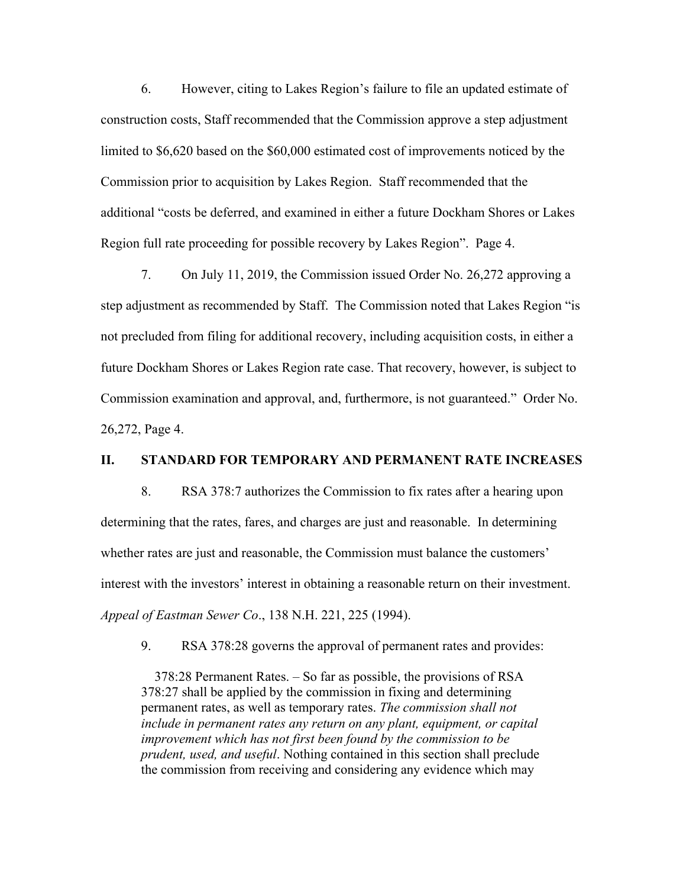6. However, citing to Lakes Region's failure to file an updated estimate of construction costs, Staff recommended that the Commission approve a step adjustment limited to $6,620 based on the $60,000 estimated cost of improvements noticed by the Commission prior to acquisition by Lakes Region. Staff recommended that the additional "costs be deferred, and examined in either a future Dockham Shores or Lakes Region full rate proceeding for possible recovery by Lakes Region". Page 4.

7. On July 11, 2019, the Commission issued Order No. 26,272 approving a step adjustment as recommended by Staff. The Commission noted that Lakes Region "is not precluded from filing for additional recovery, including acquisition costs, in either a future Dockham Shores or Lakes Region rate case. That recovery, however, is subject to Commission examination and approval, and, furthermore, is not guaranteed." Order No. 26,272, Page 4.

## II. STANDARD FOR TEMPORARY AND PERMANENT RATE INCREASES

8. RSA 378:7 authorizes the Commission to fix rates after a hearing upon determining that the rates, fares, and charges are just and reasonable. In determining whether rates are just and reasonable, the Commission must balance the customers' interest with the investors' interest in obtaining a reasonable return on their investment. *Appeal of Eastman Sewer Co*., 138 N.H. 221, 225 (1994).

9. RSA 378:28 governs the approval of permanent rates and provides:

> 378:28 Permanent Rates. – So far as possible, the provisions of RSA 378:27 shall be applied by the commission in fixing and determining permanent rates, as well as temporary rates. *The commission shall not include in permanent rates any return on any plant, equipment, or capital improvement which has not first been found by the commission to be prudent, used, and useful*. Nothing contained in this section shall preclude the commission from receiving and considering any evidence which may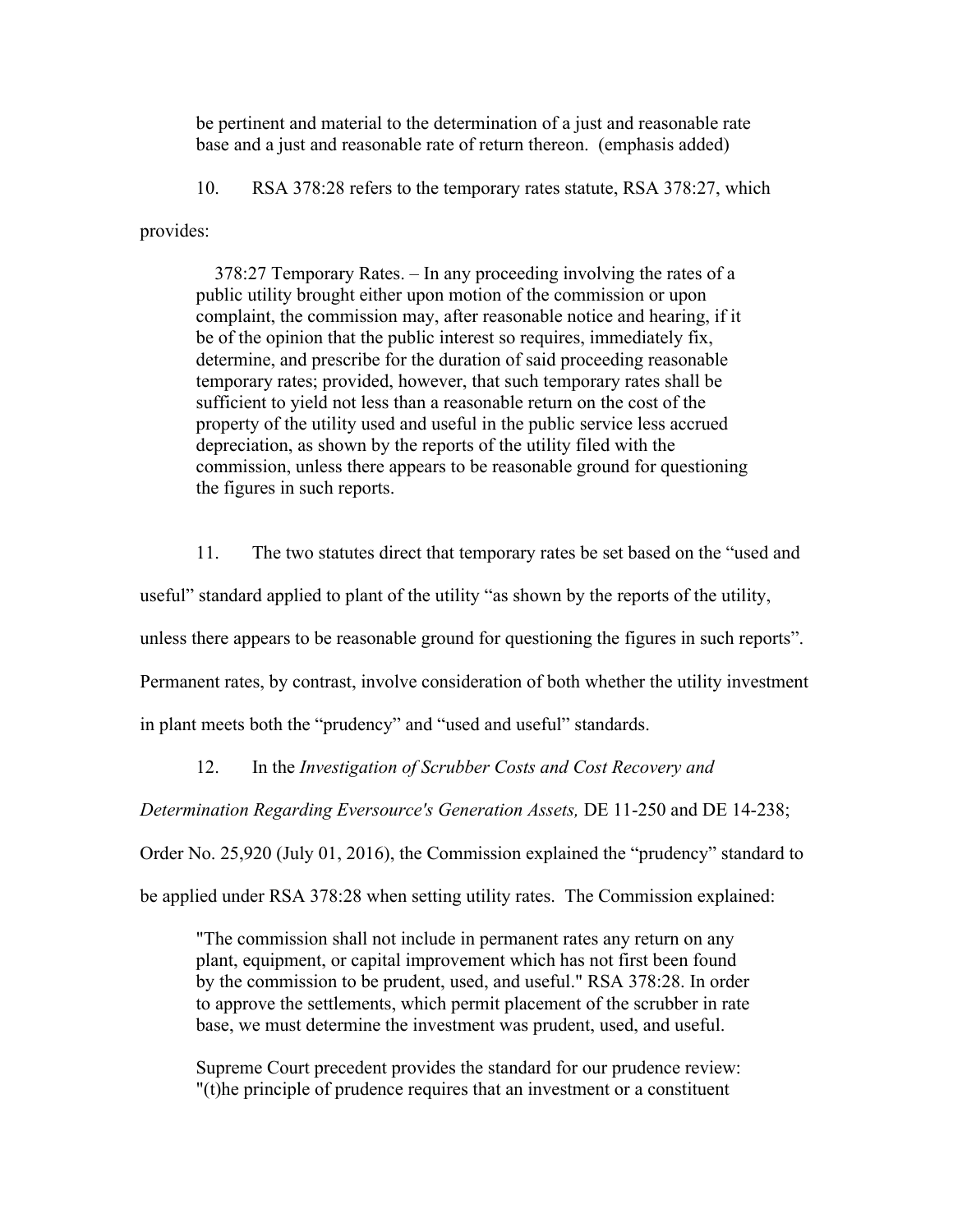> be pertinent and material to the determination of a just and reasonable rate base and a just and reasonable rate of return thereon. (emphasis added)

10. RSA 378:28 refers to the temporary rates statute, RSA 378:27, which provides:

> 378:27 Temporary Rates. – In any proceeding involving the rates of a public utility brought either upon motion of the commission or upon complaint, the commission may, after reasonable notice and hearing, if it be of the opinion that the public interest so requires, immediately fix, determine, and prescribe for the duration of said proceeding reasonable temporary rates; provided, however, that such temporary rates shall be sufficient to yield not less than a reasonable return on the cost of the property of the utility used and useful in the public service less accrued depreciation, as shown by the reports of the utility filed with the commission, unless there appears to be reasonable ground for questioning the figures in such reports.

11. The two statutes direct that temporary rates be set based on the "used and useful" standard applied to plant of the utility "as shown by the reports of the utility, unless there appears to be reasonable ground for questioning the figures in such reports". Permanent rates, by contrast, involve consideration of both whether the utility investment in plant meets both the "prudency" and "used and useful" standards.

12. In the *Investigation of Scrubber Costs and Cost Recovery and Determination Regarding Eversource's Generation Assets,* DE 11-250 and DE 14-238; Order No. 25,920 (July 01, 2016), the Commission explained the "prudency" standard to be applied under RSA 378:28 when setting utility rates. The Commission explained:

> "The commission shall not include in permanent rates any return on any plant, equipment, or capital improvement which has not first been found by the commission to be prudent, used, and useful." RSA 378:28. In order to approve the settlements, which permit placement of the scrubber in rate base, we must determine the investment was prudent, used, and useful.
>
> Supreme Court precedent provides the standard for our prudence review: "(t)he principle of prudence requires that an investment or a constituent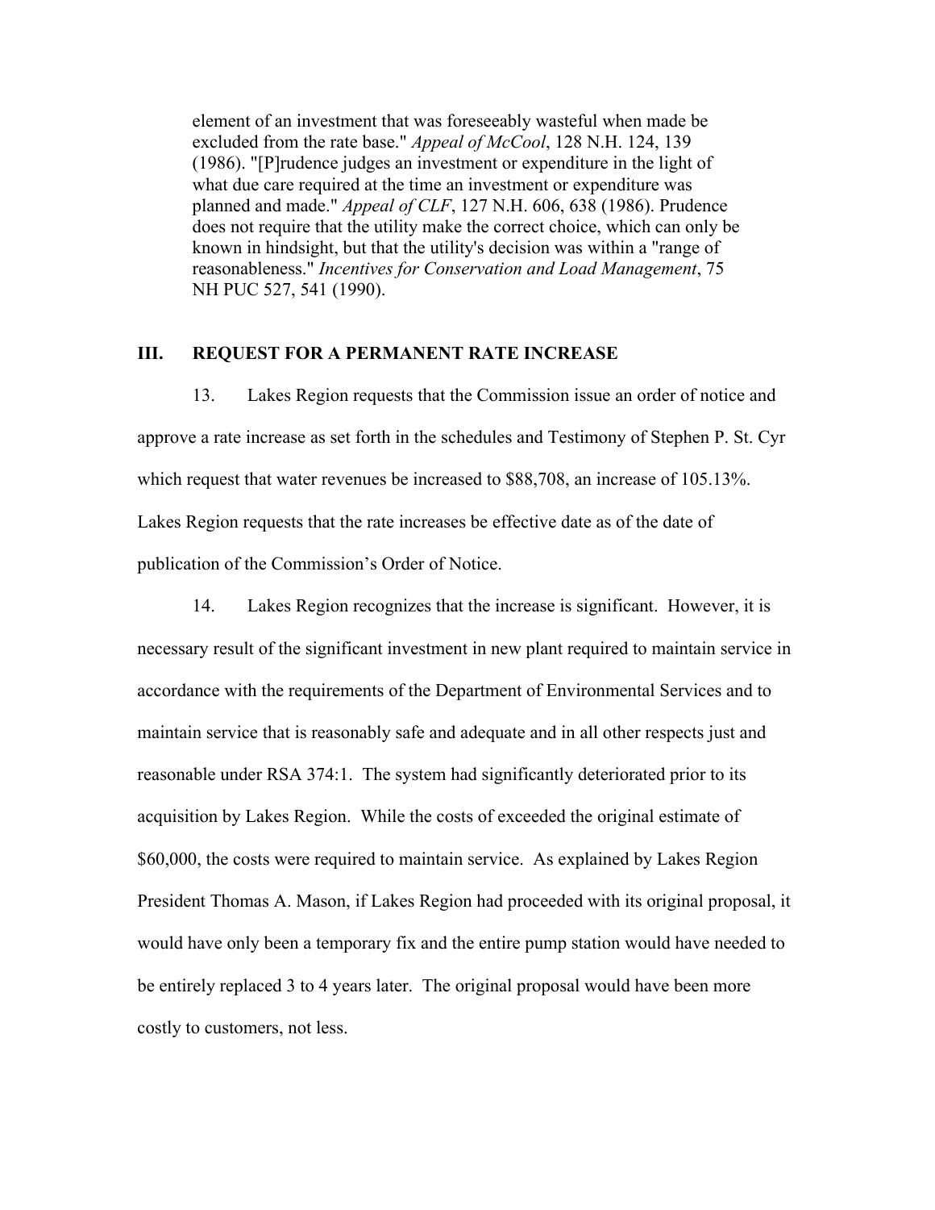element of an investment that was foreseeably wasteful when made be excluded from the rate base." *Appeal of McCool*, 128 N.H. 124, 139 (1986). "[P]rudence judges an investment or expenditure in the light of what due care required at the time an investment or expenditure was planned and made." *Appeal of CLF*, 127 N.H. 606, 638 (1986). Prudence does not require that the utility make the correct choice, which can only be known in hindsight, but that the utility's decision was within a "range of reasonableness." *Incentives for Conservation and Load Management*, 75 NH PUC 527, 541 (1990).

## III. REQUEST FOR A PERMANENT RATE INCREASE

13. Lakes Region requests that the Commission issue an order of notice and approve a rate increase as set forth in the schedules and Testimony of Stephen P. St. Cyr which request that water revenues be increased to $88,708, an increase of 105.13%. Lakes Region requests that the rate increases be effective date as of the date of publication of the Commission's Order of Notice.

14. Lakes Region recognizes that the increase is significant. However, it is necessary result of the significant investment in new plant required to maintain service in accordance with the requirements of the Department of Environmental Services and to maintain service that is reasonably safe and adequate and in all other respects just and reasonable under RSA 374:1. The system had significantly deteriorated prior to its acquisition by Lakes Region. While the costs of exceeded the original estimate of $60,000, the costs were required to maintain service. As explained by Lakes Region President Thomas A. Mason, if Lakes Region had proceeded with its original proposal, it would have only been a temporary fix and the entire pump station would have needed to be entirely replaced 3 to 4 years later. The original proposal would have been more costly to customers, not less.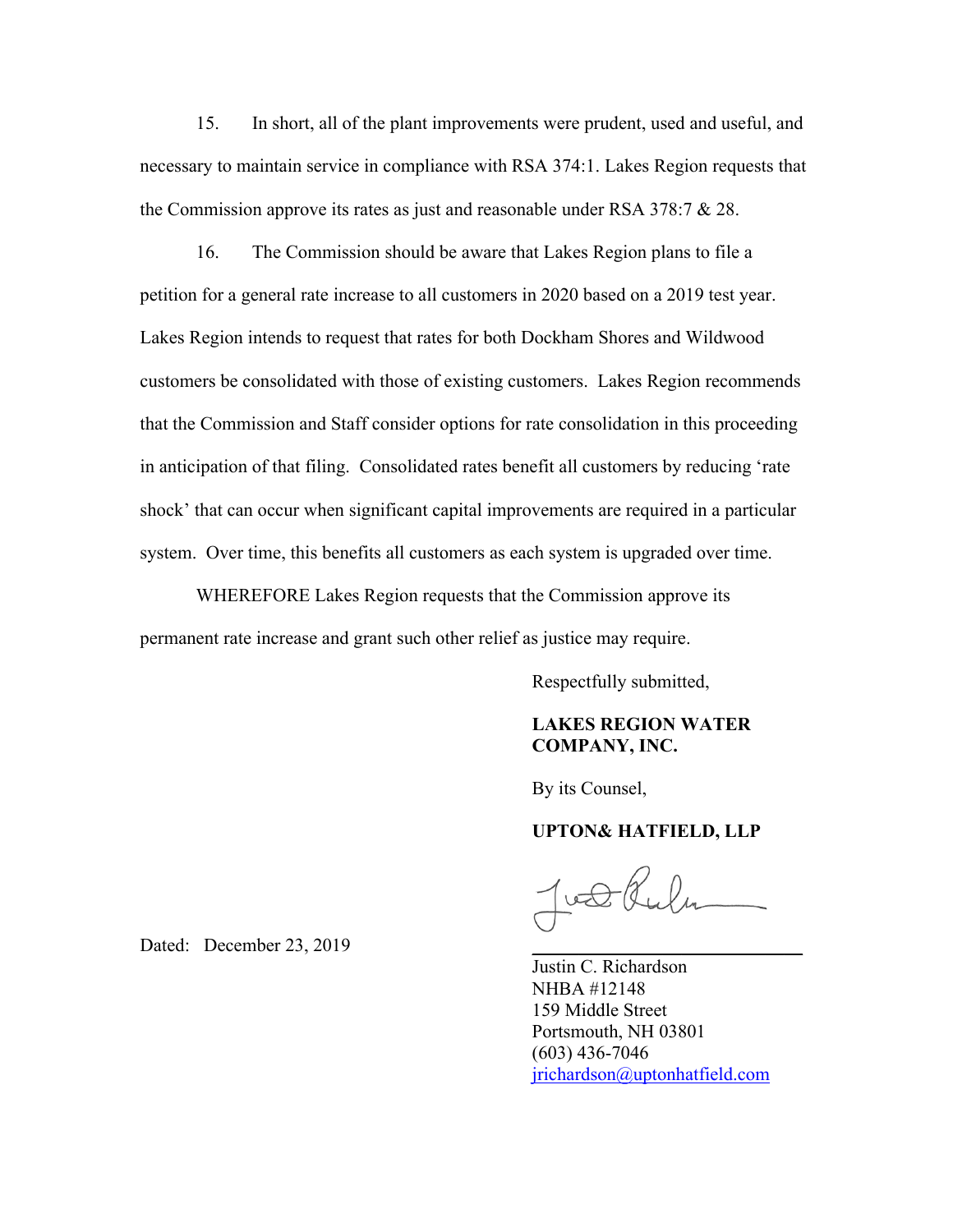15. In short, all of the plant improvements were prudent, used and useful, and necessary to maintain service in compliance with RSA 374:1. Lakes Region requests that the Commission approve its rates as just and reasonable under RSA 378:7 & 28.

16. The Commission should be aware that Lakes Region plans to file a petition for a general rate increase to all customers in 2020 based on a 2019 test year. Lakes Region intends to request that rates for both Dockham Shores and Wildwood customers be consolidated with those of existing customers. Lakes Region recommends that the Commission and Staff consider options for rate consolidation in this proceeding in anticipation of that filing. Consolidated rates benefit all customers by reducing 'rate shock' that can occur when significant capital improvements are required in a particular system. Over time, this benefits all customers as each system is upgraded over time.

WHEREFORE Lakes Region requests that the Commission approve its permanent rate increase and grant such other relief as justice may require.

Respectfully submitted,

**LAKES REGION WATER COMPANY, INC.**

By its Counsel,

**UPTON& HATFIELD, LLP**

Dated: December 23, 2019

Justin C. Richardson
NHBA #12148
159 Middle Street
Portsmouth, NH 03801
(603) 436-7046
jrichardson@uptonhatfield.com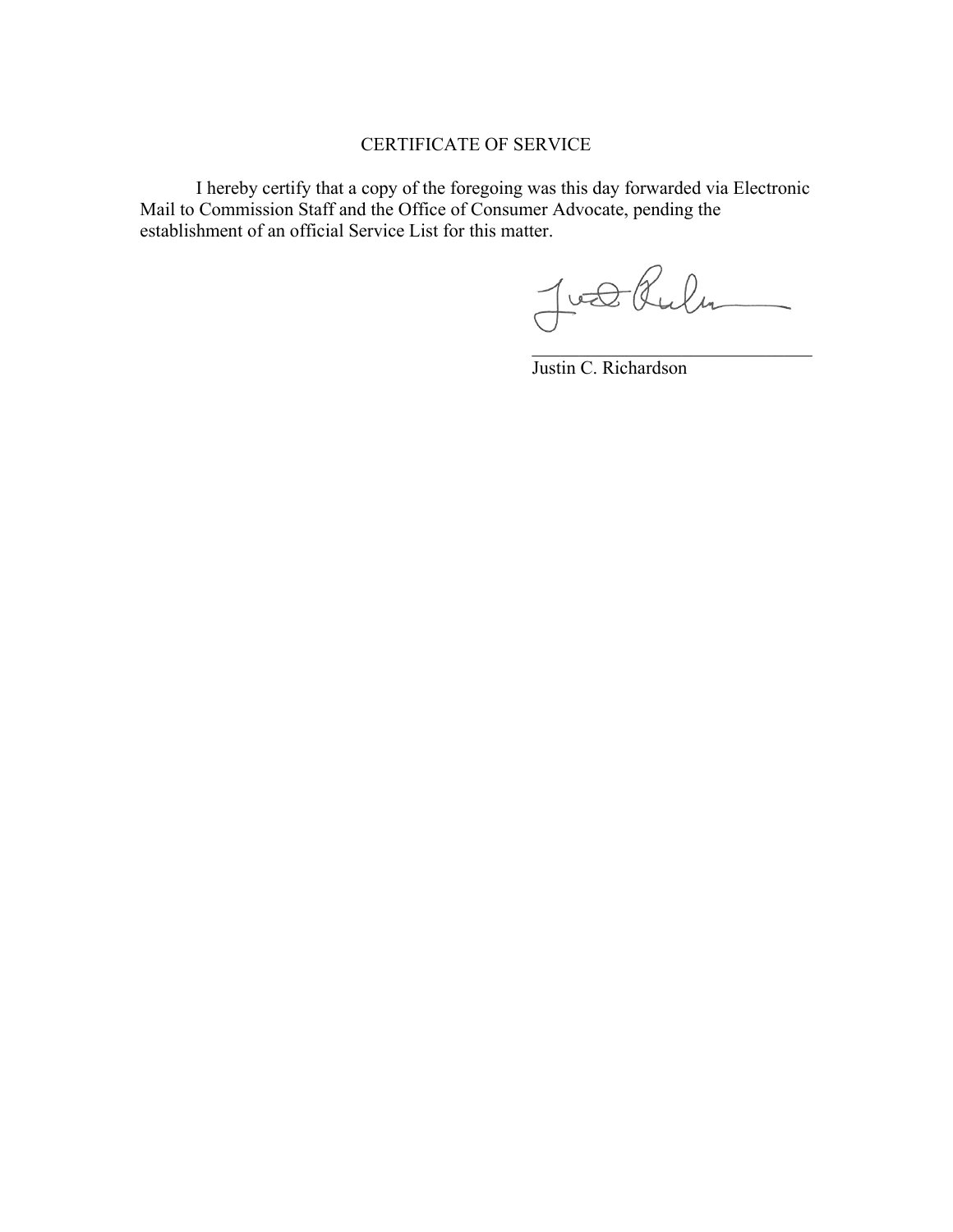# CERTIFICATE OF SERVICE

I hereby certify that a copy of the foregoing was this day forwarded via Electronic Mail to Commission Staff and the Office of Consumer Advocate, pending the establishment of an official Service List for this matter.

Justin C. Richardson